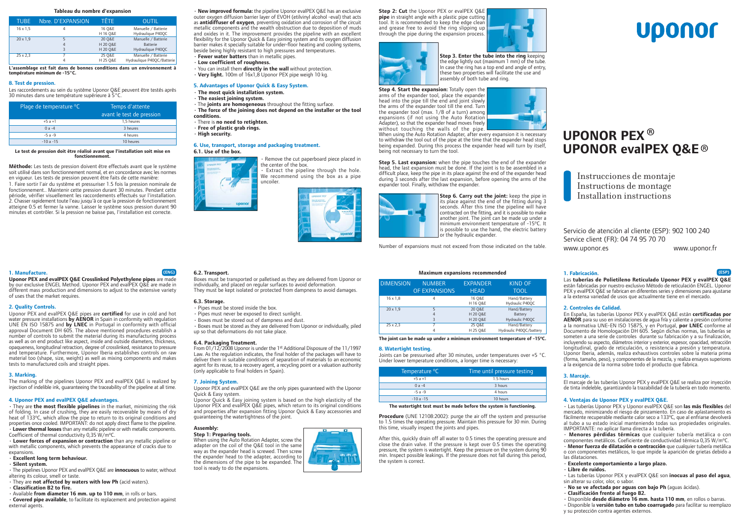### Tableau du nombre d'expansion

| TUBE | Nbre. D'EXPANSION | TÊTE | OUTIL |
|---|---|---|---|
| 16 x 1,5 | 4 | 16 Q&E<br>H 16 Q&E | Manuelle / Batterie<br>Hydraulique P40QC |
| 20 x 1,9 | 5<br>4<br>3 | 20 Q&E<br>H 20 Q&E<br>H 20 Q&E | Manuelle / Batterie<br>Batterie<br>Hydraulique P40QC |
| 25 x 2,3 | 7<br>4 | 25 Q&E<br>H 25 Q&E | Manuelle / Batterie<br>Hydraulique P40QC/Batterie |

**L'assemblage est fait dans de bonnes conditions dans un environnement à température minimum de -15°C.**

#### 8. Test de pression.

Les raccordements au sein du système Uponor Q&E peuvent être testés après 30 minutes dans une température supérieure à 5°C.

| Plage de temperature °C | Temps d'attente avant le test de pression |
|---|---|
| +5 a +1 | 1,5 heures |
| 0 a -4 | 3 heures |
| -5 a -9 | 4 heures |
| -10 a -15 | 10 heures |

**Le test de pression doit être réalisé avant que l'installation soit mise en fonctionnement.**

**Méthode:** Les tests de pression doivent être effectués avant que le système soit utilisé dans son fonctionnement normal, et en concordance avec les normes en vigueur. Les tests de pression peuvent être faits de cette manière:
1. Faire sortir l'air du système et pressuriser 1.5 fois la pression nominale de fonctionnement.. Maintenir cette pression durant 30 minutes. Pendant cette période, vérifier visuellement les raccordements effectués sur l'installation.
2. Chasser rapidement toute l'eau jusqu'à ce que la pression de fonctionnement atteigne 0.5 et fermer la vanne. Laisser le système sous pression durant 90 minutes et contrôler. Si la pression ne baisse pas, l'installation est correcte.

- **New improved formula:** the pipeline Uponor evalPEX Q&E has an exclusive outer oxygen diffusion barrier layer of EVOH (etilvinyl alcohol -eval) that acts as **antidiffuser of oxygen**, preventing oxidation and corrosion of the circuit metallic components and the wealth obstruction due to deposition of muds and oxides in it. The improvement provides the pipeline with an excellent flexibility for the Uponor Quick & Easy joining system and its oxygen diffusion barrier makes it specially suitable for under-floor heating and cooling systems, beside being highly resistant to high pressures and temperatures.
- **Fewer water batters** than in metallic pipes.
- **Low coefficient of roughness.**
- You can install them **directly in the wall** without protection.
- **Very light.** 100m of 16x1,8 Uponor PEX pipe weigh 10 kg.

#### 5. Advantages of Uponor Quick & Easy System.

- **The most quick installation system.**
- **The easiest joining system.**
- The **joints are homogeneous** throughout the fitting surface.
- **The force of the joining does not depend on the installer or the tool conditions.**
- There is **no need to retighten.**
- **Free of plastic grab rings.**
- **High security.**

#### 6. Use, transport, storage and packaging treatment.

**6.1. Use of the box.**

- Remove the cut paperboard piece placed in the center of the box.
- Extract the pipeline through the hole. We recommend using the box as a pipe uncoiler.

**Step 2: Cut** the Uponor PEX or evalPEX Q&E **pipe** in straight angle with a plastic pipe cutting tool. It is recommended to keep the edge clean and grease free to avoid the ring slipping up through the pipe during the expansion process.

**Step 3. Enter the tube into the ring** keeping the edge lightly out (maximum 1 mm) of the tube. In case the ring has a top end and angle of entry, these two properties will facilitate the use and assembly of both tube and ring.

**Step 4. Start the expansion:** Totally open the arms of the expander tool, place the expander head into the pipe till the end and joint slowly the arms of the expander tool till the end. Turn the expander tool (max. 1/8 of a turn) among expansions (if not using the Auto Rotation Adapter), so that the expander head moves freely without touching the walls of the pipe. When using the Auto Rotation Adapter, after every expansion it is necessary to withdraw the tool out of the pipe at the time that the expander head stops being expanded. During this process the expander head will turn by itself, being not necessary to turn the tool.

**Step 5. Last expansion:** when the pipe touches the end of the expander head, the last expansion must be done. If the joint is to be assembled in a difficult place, keep the pipe in its place against the end of the expander head during 3 seconds after the last expansion, before opening the arms of the expander tool. Finally, withdraw the expander.

**Step 6. Carry out the joint:** keep the pipe in its place against the end of the fitting during 3 seconds. After this time the pipeline will have contracted on the fitting, and it is possible to make another joint. The joint can be made up under a minimum environment temperature of -15ºC. It is possible to use the hand, the electric battery or the hydraulic expander.

Number of expansions must not exceed from those indicated on the table.

# uponor

# UPONOR PEX ®
# UPONOR evalPEX Q&E ®

Instrucciones de montaje
Instructions de montage
Installation instructions

Servicio de atención al cliente (ESP): 902 100 240
Service client (FR): 04 74 95 70 70
www.uponor.es www.uponor.fr

### 1. Manufacture. (ENG)

**Uponor PEX and evalPEX Q&E Crosslinked Polyethylene pipes** are made by our exclusive ENGEL Method. Uponor PEX and evalPEX Q&E are made in different mass production and dimensions to adjust to the extensive variety of uses that the market requires.

### 2. Quality Controls.

Uponor PEX and evalPEX Q&E pipes are **certified** for use in cold and hot water pressure installations **by AENOR** in Spain in conformity with regulation UNE EN ISO 15875 and **by LNEC** in Portugal in conformity with official approval Document DH 605. The above mentioned procedures establish a number of controls to submit the material during its manufacturing process as well as on end product like aspect, inside and outside diameters, thickness, opaqueness, longitudinal retraction, degree of crosslinked, resistance to pressure and temperature. Furthermore, Uponor Iberia establishes controls on raw material too (shape, size, weight) as well as mixing components and makes tests to manufactured coils and straight pipes.

### 3. Marking.

The marking of the pipelines Uponor PEX and evalPEX Q&E is realized by injection of indelible ink, guaranteeing the traceability of the pipeline at all time.

### 4. Uponor PEX and evalPEX Q&E advantages.

- They are **the most flexible pipelines** in the market, minimizing the risk of folding. In case of crushing, they are easily recoverable by means of dry heat of 133ºC, which allow the pipe to return to its original conditions and properties once cooled. IMPORTANT: do not apply direct flame to the pipeline.
- **Lower thermal losses** than any metallic pipeline or with metallic components. Coefficient of thermal conductivity 0,35 W/mºC.
- **Lower forces of expansion or contraction** than any metallic pipeline or with metallic components, which prevents the appearance of cracks due to expansions.
- **Excellent long term behaviour.**
- **Silent system.**
- The pipelines Uponor PEX and evalPEX Q&E are **innocuous** to water, without altering its colour, smell or taste.
- They are **not affected by waters with low Ph** (acid waters).
- **Classification B2 to fire.**
- Available **from diameter 16 mm. up to 110 mm**, in rolls or bars.
- **Covered pipe available**, to facilitate its replacement and protection against external agents.

**6.2. Transport.**

Boxes must be transported or palletised as they are delivered from Uponor or individually, and placed on regular surfaces to avoid deformation.
They must be kept isolated or protected from dampness to avoid damages.

**6.3. Storage.**

- Pipes must be stored inside the box.
- Pipes must never be exposed to direct sunlight.
- Boxes must be stored out of dampness and dust.
- Boxes must be stored as they are delivered from Uponor or individually, piled up so that deformations do not take place.

**6.4. Packaging Treatment.**

From 01/12/2008 Uponor is under the 1st Additional Disposure of the 11/1997 Law. As the regulation indicates, the final holder of the packages will have to deliver them in suitable conditions of separation of materials to an economic agent for its reuse, to a recovery agent, a recycling point or a valuation authority (only applicable to final holders in Spain).

#### 7. Joining System.

Uponor PEX and evalPEX Q&E are the only pipes guaranteed with the Uponor Quick & Easy system.
Uponor Quick & Easy joining system is based on the high elasticity of the Uponor PEX and evalPEX Q&E pipes, which return to its original conditions and properties after expansion fitting Uponor Quick & Easy accessories and guaranteeing the watertightness of the joint.

**Assembly:**

**Step 1: Preparing tools.**
When using the Auto Rotation Adapter, screw the adapter on the coil of the Q&E tool in the same way as the expander head is screwed. Then screw the expander head to the adapter, according to the dimensions of the pipe to be expanded. The tool is ready to do the expansions.

**Maximum expansions recommended**

| DIMENSION | NUMBER OF EXPANSIONS | EXPANDER HEAD | KIND OF TOOL |
|---|---|---|---|
| 16 x 1,8 | 4 | 16 Q&E<br>H 16 Q&E | Hand/Battery<br>Hydraulic P40QC |
| 20 x 1,9 | 5<br>4<br>3 | 20 Q&E<br>H 20 Q&E<br>H 20 Q&E | Hand/Battery<br>Battery<br>Hydraulic P40QC |
| 25 x 2,3 | 7<br>4 | 25 Q&E<br>H 25 Q&E | Hand/Battery<br>Hydraulic P40QC/battery |

**The joint can be made up under a minimum environment temperature of -15ºC.**

#### 8. Watertight testing.

Joints can be pressurised after 30 minutes, under temperatures over +5 °C. Under lower temperature conditions, a longer time is necessary:

| Temperature ºC | Time until pressure testing |
|---|---|
| +5 a +1 | 1.5 hours |
| 0 a -4 | 3 hours |
| -5 a -9 | 4 hours |
| -10 a -15 | 10 hours |

**The watertight test must be made before the system is functioning.**

**Procedure** (UNE 12108:2002): purge the air off the system and pressurise to 1.5 times the operating pressure. Maintain this pressure for 30 min. During this time, visually inspect the joints and pipes.

After this, quickly drain off all water to 0.5 times the operating pressure and close the drain valve. If the pressure is kept over 0.5 times the operating pressure, the system is watertight. Keep the pressure on the system during 90 min. Inspect possible leakings. If the pressure does not fall during this period, the system is correct.

### 1. Fabricación. (ESP)

Las **tuberías de Polietileno Reticulado Uponor PEX y evalPEX Q&E** están fabricadas por nuestro exclusivo Método de reticulación ENGEL. Uponor PEX y evalPEX Q&E se fabrican en diferentes series y dimensiones para ajustarse a la extensa variedad de usos que actualmente tiene en el mercado.

### 2. Controles de Calidad.

En España, las tuberías Uponor PEX y evalPEX Q&E están **certificadas por AENOR** para su uso en instalaciones de agua fría y caliente a presión conforme a la normativa UNE-EN ISO 15875, y en Portugal, **por LNEC** conforme al Documento de Homologación DH 605. Según dichas normas, las tuberías se someten a una serie de controles durante su fabricación y a su finalización, incluyendo su aspecto, diámetros interior y exterior, espesor, opacidad, retracción longitudinal, grado de reticulación, o resistencia a presión y temperatura. Uponor Iberia, además, realiza exhaustivos controles sobre la materia prima (forma, tamaño, peso), y componentes de la mezcla, y realiza ensayos superiores a la exigencia de la norma sobre todo el producto que fabrica.

### 3. Marcaje.

El marcaje de las tuberías Uponor PEX y evalPEX Q&E se realiza por inyección de tinta indeleble, garantizando la trazabilidad de la tubería en todo momento.

### 4. Ventajas de Uponor PEX y evalPEX Q&E.

- Las tuberías Uponor PEX y Uponor evalPEX Q&E son **las más flexibles** del mercado, minimizando el riesgo de pinzamiento. En caso de aplastamiento es fácilmente recuperable mediante calor seco a 133ºC, que al enfriarse devolverá al tubo a su estado inicial manteniendo todas sus propiedades originales. IMPORTANTE: no aplicar llama directa a la tubería.
- **Menores pérdidas térmicas** que cualquier tubería metálica o con componentes metálicos. Coeficiente de conductividad térmica 0,35 W/mºC.
- **Menor fuerza de dilatación o contracción** que cualquier tubería metálica o con componentes metálicos, lo que impide la aparición de grietas debido a las dilataciones.
- **Excelente comportamiento a largo plazo.**
- **Libre de ruidos.**
- Las tuberías Uponor PEX y evalPEX Q&E son **inocuas al paso del agua**, sin alterar su color, olor, o sabor.
- **No se ve afectada por aguas con bajo Ph** (aguas ácidas).
- **Clasificación frente al fuego B2.**
- Disponible **desde diámetro 16 mm. hasta 110 mm**, en rollos o barras.
- Disponible la **versión tubo en tubo coarrugado** para facilitar su reemplazo y su protección contra agentes externos.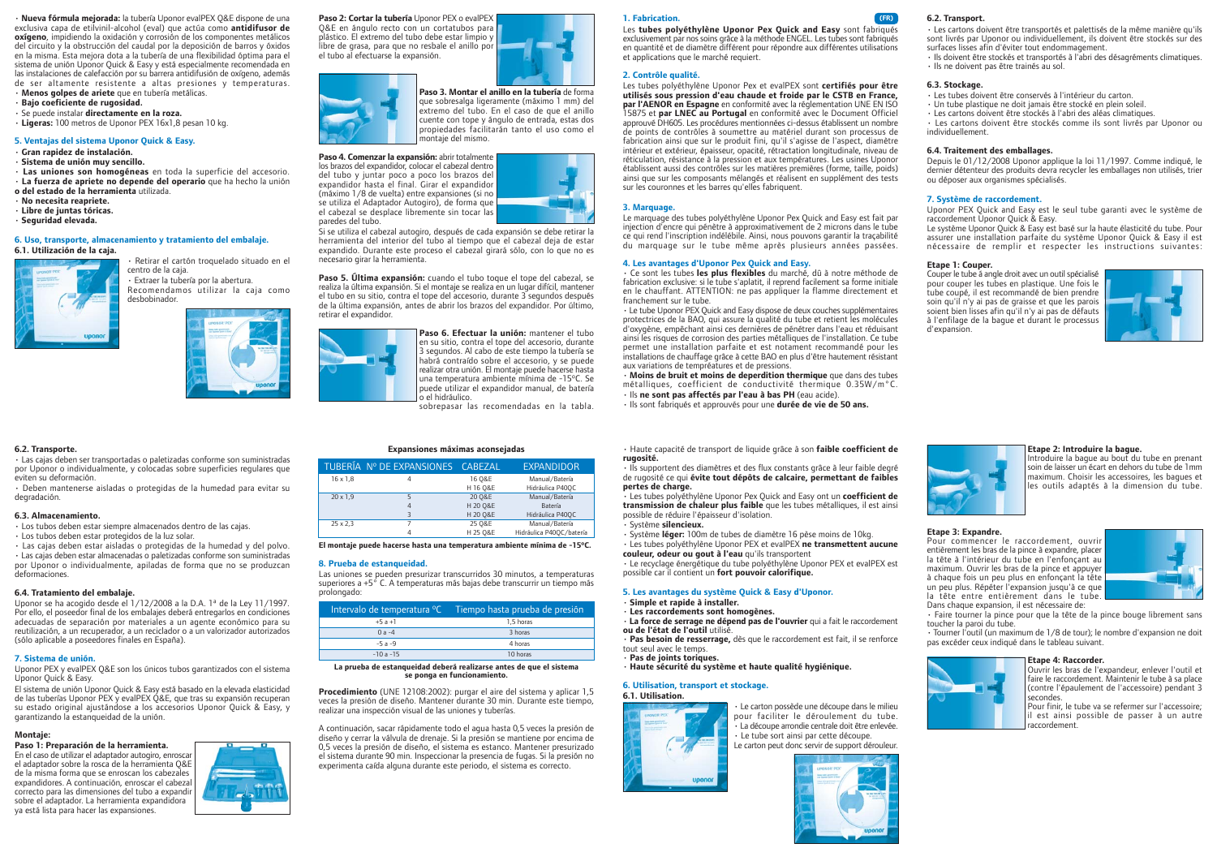· **Nueva fórmula mejorada:** la tubería Uponor evalPEX Q&E dispone de una exclusiva capa de etilvinil-alcohol (eval) que actúa como **antidifusor de oxígeno**, impidiendo la oxidación y corrosión de los componentes metálicos del circuito y la obstrucción del caudal por la deposición de barros y óxidos en la misma. Esta mejora dota a la tubería de una flexibilidad óptima para el sistema de unión Uponor Quick & Easy y está especialmente recomendada en las instalaciones de calefacción por su barrera antidifusión de oxígeno, además de ser altamente resistente a altas presiones y temperaturas.
· **Menos golpes de ariete** que en tubería metálicas.
· **Bajo coeficiente de rugosidad.**
· Se puede instalar **directamente en la roza.**
· **Ligeras:** 100 metros de Uponor PEX 16x1,8 pesan 10 kg.

## 5. Ventajas del sistema Uponor Quick & Easy.

· **Gran rapidez de instalación.**
· **Sistema de unión muy sencillo.**
· **Las uniones son homogéneas** en toda la superficie del accesorio.
· **La fuerza de apriete no depende del operario** que ha hecho la unión **o del estado de la herramienta** utilizada.
· **No necesita reapriete.**
· **Libre de juntas tóricas.**
· **Seguridad elevada.**

## 6. Uso, transporte, almacenamiento y tratamiento del embalaje.

### 6.1. Utilización de la caja.

· Retirar el cartón troquelado situado en el centro de la caja.
· Extraer la tubería por la abertura.
Recomendamos utilizar la caja como desbobinador.

### 6.2. Transporte.

· Las cajas deben ser transportadas o paletizadas conforme son suministradas por Uponor o individualmente, y colocadas sobre superficies regulares que eviten su deformación.
· Deben mantenerse aisladas o protegidas de la humedad para evitar su degradación.

### 6.3. Almacenamiento.

· Los tubos deben estar siempre almacenados dentro de las cajas.
· Los tubos deben estar protegidos de la luz solar.
· Las cajas deben estar aisladas o protegidas de la humedad y del polvo.
· Las cajas deben estar almacenadas o paletizadas conforme son suministradas por Uponor o individualmente, apiladas de forma que no se produzcan deformaciones.

### 6.4. Tratamiento del embalaje.

Uponor se ha acogido desde el 1/12/2008 a la D.A. 1ª de la Ley 11/1997. Por ello, el poseedor final de los embalajes deberá entregarlos en condiciones adecuadas de separación por materiales a un agente económico para su reutilización, a un recuperador, a un reciclador o a un valorizador autorizados (sólo aplicable a poseedores finales en España).

## 7. Sistema de unión.

Uponor PEX y evalPEX Q&E son los únicos tubos garantizados con el sistema Uponor Quick & Easy.

El sistema de unión Uponor Quick & Easy está basado en la elevada elasticidad de las tuberías Uponor PEX y evalPEX Q&E, que tras su expansión recuperan su estado original ajustándose a los accesorios Uponor Quick & Easy, y garantizando la estanqueidad de la unión.

### Montaje:

**Paso 1: Preparación de la herramienta.**
En el caso de utilizar el adaptador autogiro, enroscar el adaptador sobre la rosca de la herramienta Q&E de la misma forma que se enroscan los cabezales expandidores. A continuación, enroscar el cabezal correcto para las dimensiones del tubo a expandir sobre el adaptador. La herramienta expandidora ya está lista para hacer las expansiones.

**Paso 2: Cortar la tubería** Uponor PEX o evalPEX Q&E en ángulo recto con un cortatubos para plástico. El extremo del tubo debe estar limpio y libre de grasa, para que no resbale el anillo por el tubo al efectuarse la expansión.

**Paso 3. Montar el anillo en la tubería** de forma que sobresalga ligeramente (máximo 1 mm) del extremo del tubo. En el caso de que el anillo cuente con tope y ángulo de entrada, estas dos propiedades facilitarán tanto el uso como el montaje del mismo.

**Paso 4. Comenzar la expansión:** abrir totalmente los brazos del expandidor, colocar el cabezal dentro del tubo y juntar poco a poco los brazos del expandidor hasta el final. Girar el expandidor (máximo 1/8 de vuelta) entre expansiones (si no se utiliza el Adaptador Autogiro), de forma que el cabezal se desplace libremente sin tocar las paredes del tubo.

Si se utiliza el cabezal autogiro, después de cada expansión se debe retirar la herramienta del interior del tubo al tiempo que el cabezal deja de estar expandido. Durante este proceso el cabezal girará sólo, con lo que no es necesario girar la herramienta.

**Paso 5. Última expansión:** cuando el tubo toque el tope del cabezal, se realiza la última expansión. Si el montaje se realiza en un lugar difícil, mantener el tubo en su sitio, contra el tope del accesorio, durante 3 segundos después de la última expansión, antes de abrir los brazos del expandidor. Por último, retirar el expandidor.

**Paso 6. Efectuar la unión:** mantener el tubo en su sitio, contra el tope del accesorio, durante 3 segundos. Al cabo de este tiempo la tubería se habrá contraído sobre el accesorio, y se puede realizar otra unión. El montaje puede hacerse hasta una temperatura ambiente mínima de -15ºC. Se puede utilizar el expandidor manual, de batería o el hidráulico.
sobrepasar las recomendadas en la tabla.

**Expansiones máximas aconsejadas**

| TUBERÍA | Nº DE EXPANSIONES | CABEZAL | EXPANDIDOR |
|---|---|---|---|
| 16 x 1,8 | 4 | 16 Q&E | Manual/Batería |
| | | H 16 Q&E | Hidráulica P40QC |
| 20 x 1,9 | 5 | 20 Q&E | Manual/Batería |
| | 4 | H 20 Q&E | Batería |
| | 3 | H 20 Q&E | Hidráulica P40QC |
| 25 x 2,3 | 7 | 25 Q&E | Manual/Batería |
| | 4 | H 25 Q&E | Hidráulica P40QC/batería |

**El montaje puede hacerse hasta una temperatura ambiente mínima de -15ºC.**

## 8. Prueba de estanqueidad.

Las uniones se pueden presurizar transcurridos 30 minutos, a temperaturas superiores a +5° C. A temperaturas más bajas debe transcurrir un tiempo más prolongado:

| Intervalo de temperatura ºC | Tiempo hasta prueba de presión |
|---|---|
| +5 a +1 | 1,5 horas |
| 0 a -4 | 3 horas |
| -5 a -9 | 4 horas |
| -10 a -15 | 10 horas |

**La prueba de estanqueidad deberá realizarse antes de que el sistema se ponga en funcionamiento.**

**Procedimiento** (UNE 12108:2002): purgar el aire del sistema y aplicar 1,5 veces la presión de diseño. Mantener durante 30 min. Durante este tiempo, realizar una inspección visual de las uniones y tuberías.

A continuación, sacar rápidamente todo el agua hasta 0,5 veces la presión de diseño y cerrar la válvula de drenaje. Si la presión se mantiene por encima de 0,5 veces la presión de diseño, el sistema es estanco. Mantener presurizado el sistema durante 90 min. Inspeccionar la presencia de fugas. Si la presión no experimenta caída alguna durante este periodo, el sistema es correcto.

(FR)

## 1. Fabrication.

Les **tubes polyéthylène Uponor Pex Quick and Easy** sont fabriqués exclusivement par nos soins grâce à la méthode ENGEL. Les tubes sont fabriqués en quantité et de diamètre différent pour répondre aux différentes utilisations et applications que le marché requiert.

## 2. Contrôle qualité.

Les tubes polyéthylène Uponor Pex et evalPEX sont **certifiés pour être utilisés sous pression d'eau chaude et froide par le CSTB en France, par l'AENOR en Espagne** en conformité avec la réglementation UNE EN ISO 15875 et **par LNEC au Portugal** en conformité avec le Document Officiel approuvé DH605. Les procédures mentionnées ci-dessus établissent un nombre de points de contrôles à soumettre au matériel durant son processus de fabrication ainsi que sur le produit fini, qu'il s'agisse de l'aspect, diamètre intérieur et extérieur, épaisseur, opacité, rétractation longitudinale, niveau de réticulation, résistance à la pression et aux températures. Les usines Uponor établissent aussi des contrôles sur les matières premières (forme, taille, poids) ainsi que sur les composants mélangés et réalisent en supplément des tests sur les couronnes et les barres qu'elles fabriquent.

## 3. Marquage.

Le marquage des tubes polyéthylène Uponor Pex Quick and Easy est fait par injection d'encre qui pénètre à approximativement de 2 microns dans le tube ce qui rend l'inscription indélébile. Ainsi, nous pouvons garantir la traçabilité du marquage sur le tube même après plusieurs années passées.

## 4. Les avantages d'Uponor Pex Quick and Easy.

· Ce sont les tubes **les plus flexibles** du marché, dû à notre méthode de fabrication exclusive: si le tube s'aplatit, il reprend facilement sa forme initiale en le chauffant. ATTENTION: ne pas appliquer la flamme directement et franchement sur le tube.
· Le tube Uponor PEX Quick and Easy dispose de deux couches supplémentaires protectrices de la BAO, qui assure la qualité du tube et retient les molécules d'oxygène, empêchant ainsi ces dernières de pénétrer dans l'eau et réduisant ainsi les risques de corrosion des parties métalliques de l'installation. Ce tube permet une installation parfaite et est notament recommandé pour les installations de chauffage grâce à cette BAO en plus d'être hautement résistant aux variations de températures et de pressions.
· **Moins de bruit et moins de deperdition thermique** que dans des tubes métalliques, coefficient de conductivité thermique 0.35W/m°C.
· Ils **ne sont pas affectés par l'eau à bas PH** (eau acide).
· Ils sont fabriqués et approuvés pour une **durée de vie de 50 ans.**
· Haute capacité de transport de liquide grâce à son **faible coefficient de rugosité.**
· Ils supportent des diamètres et des flux constants grâce à leur faible degré de rugosité ce qui **évite tout dépôts de calcaire, permettant de faibles pertes de charge.**
· Les tubes polyéthylène Uponor Quick and Easy ont un **coefficient de transmission de chaleur plus faible** que les tubes métalliques, il est ainsi possible de réduire l'épaisseur d'isolation.
· Système **silencieux.**
· Système **léger:** 100m de tubes de diamètre 16 pèse moins de 10kg.
· Les tubes polyéthylène Uponor PEX et evalPEX **ne transmettent aucune couleur, odeur ou gout à l'eau** qu'ils transportent
· Le recyclage énergétique du tube polyéthylène Uponor PEX et evalPEX est possible car il contient un **fort pouvoir calorifique.**

## 5. Les avantages du système Quick & Easy d'Uponor.

· **Simple et rapide à installer.**
· **Les raccordements sont homogènes.**
· **La force de serrage ne dépend pas de l'ouvrier** qui a fait le raccordement **ou de l'état de l'outil** utilisé.
· **Pas besoin de resserrage,** dès que le raccordement est fait, il se renforce tout seul avec le temps.
· **Pas de joints toriques.**
· **Haute sécurité du système et haute qualité hygiénique.**

## 6. Utilisation, transport et stockage.

### 6.1. Utilisation.

· Le carton possède une découpe dans le milieu pour faciliter le déroulement du tube.
· La découpe arrondie centrale doit être enlevée.
· Le tube sort ainsi par cette découpe.
Le carton peut donc servir de support dérouleur.

### 6.2. Transport.

· Les cartons doivent être transportés et palettisés de la même manière qu'ils sont livrés par Uponor ou individuellement, ils doivent être stockés sur des surfaces lisses afin d'éviter tout endommagement.
· Ils doivent être stockés et transportés à l'abri des désagréments climatiques.
· Ils ne doivent pas être traînés au sol.

### 6.3. Stockage.

· Les tubes doivent être conservés à l'intérieur du carton.
· Un tube plastique ne doit jamais être stocké en plein soleil.
· Les cartons doivent être stockés à l'abri des aléas climatiques.
· Les cartons doivent être stockés comme ils sont livrés par Uponor ou individuellement.

### 6.4. Traitement des emballages.

Depuis le 01/12/2008 Uponor applique la loi 11/1997. Comme indiqué, le dernier détenteur des produits devra recycler les emballages non utilisés, trier ou déposer aux organismes spécialisés.

## 7. Système de raccordement.

Uponor PEX Quick and Easy est le seul tube garanti avec le système de raccordement Uponor Quick & Easy.
Le système Uponor Quick & Easy est basé sur la haute élasticité du tube. Pour assurer une installation parfaite du système Uponor Quick & Easy il est nécessaire de remplir et respecter les instructions suivantes:

**Etape 1: Couper.**
Couper le tube à angle droit avec un outil spécialisé pour couper les tubes en plastique. Une fois le tube coupé, il est recommandé de bien prendre soin qu'il n'y ait pas de graisse et que les parois soient bien lisses afin qu'il n'y ait pas de défauts à l'enfilage de la bague et durant le processus d'expansion.

**Etape 2: Introduire la bague.**
Introduire la bague au bout du tube en prenant soin de laisser un écart en dehors du tube de 1mm maximum. Choisir les accessoires, les bagues et les outils adaptés à la dimension du tube.

**Etape 3: Expandre.**
Pour commencer le raccordement, ouvrir entièrement les bras de la pince à expandre, placer la tête à l'intérieur du tube en l'enfonçant au maximum. Ouvrir les bras de la pince et appuyer à chaque fois un peu plus en enfonçant la tête un peu plus. Répéter l'expansion jusqu'à ce que la tête entre entièrement dans le tube. Dans chaque expansion, il est nécessaire de:
· Faire tourner la pince pour que la tête de la pince bouge librement sans toucher la paroi du tube.
· Tourner l'outil (un maximum de 1/8 de tour); le nombre d'expansion ne doit pas excéder ceux indiqué dans le tableau suivant.

**Etape 4: Raccorder.**
Ouvrir les bras de l'expandeur, enlever l'outil et faire le raccordement. Maintenir le tube à sa place (contre l'épaulement de l'accessoire) pendant 3 secondes.
Pour finir, le tube va se refermer sur l'accessoire; il est ainsi possible de passer à un autre raccordement.